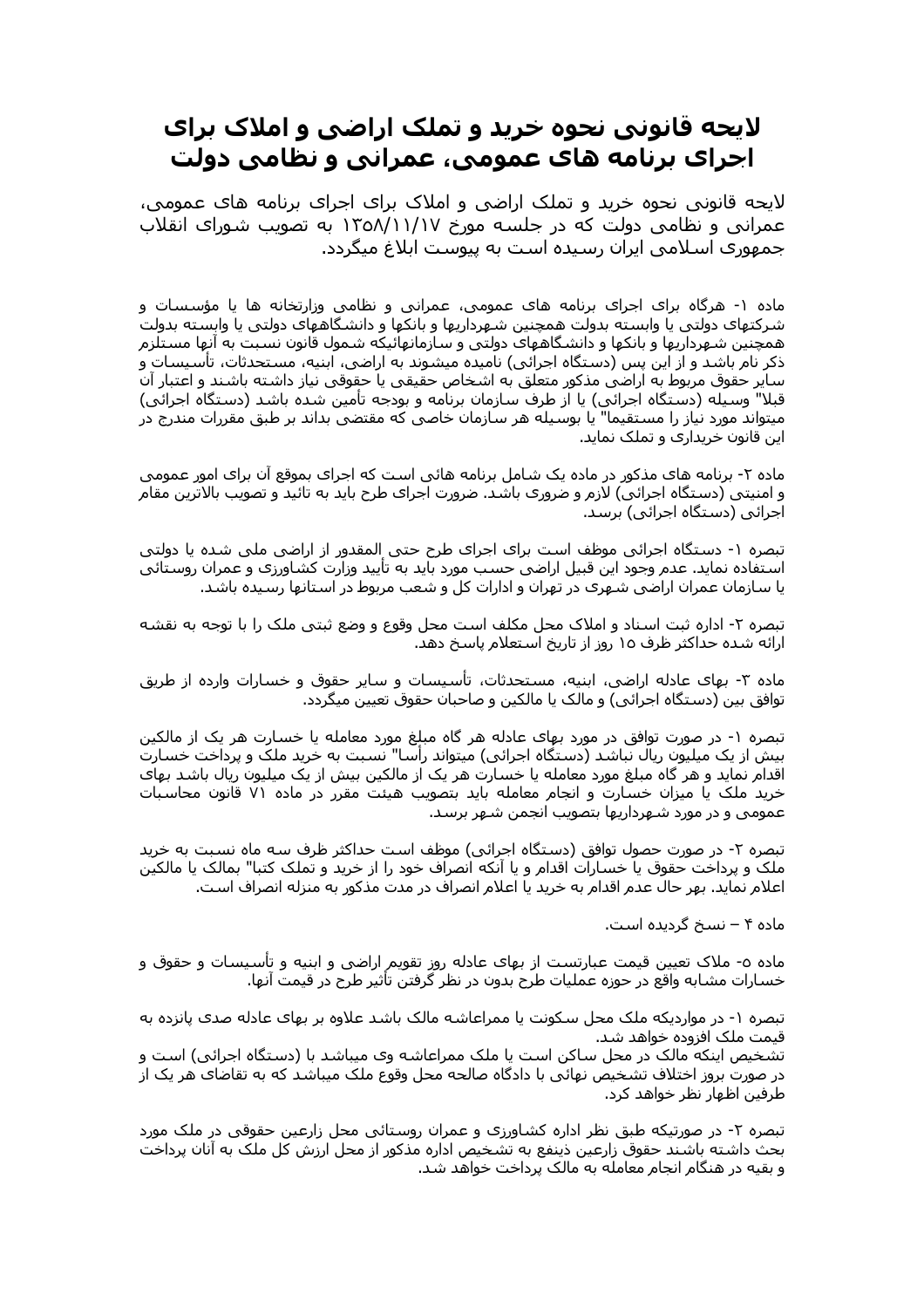# لایحه قانونی نحوه خرید و تملک اراضی و املاک برای اجرای برنامه های عمومی، عمرانی و نظامی دولت

لایحه قانونی نحوه خرید و تملک اراضی و املاک برای اجرای برنامه های عمومی، عمرانی و نظامی دولت که در جلسه مورخ ۱۳۵۸/۱۱/۱۷ به تصویب شورای انقلاب جمهوری اسلامی ایران رسیده است به پیوست ابلاغ میگردد.

ماده ۱- هرگاه برای اجرای برنامه های عمومی، عمرانی و نظامی وزارتخانه ها یا مؤسسات و شرکتهای دولتی یا وابسته بدولت همچنین شهرداریها و بانکها و دانشگاههای دولتی یا وابسته بدولت همچنین شهرداریها و بانکها و دانشگاههای دولتی و سازمانهائیکه شمول قانون نسبت به آنها مستلزم ذکر نام باشد و از این پس (دستگاه اجرائی) نامیده میشوند به اراضی، ابنیه، مستحدثات، تأسیسات و سایر حقوق مربوط به اراضی مذکور متعلق به اشخاص حقیقی یا حقوقی نیاز داشته باشند و اعتبار آن قبلا" وسیله (دستگاه اجرائی) یا از طرف سازمان برنامه و بودجه تأمین شده باشد (دستگاه اجرائی) میتواند مورد نیاز را مستقیما" یا بوسیله هر سازمان خاصی که مقتضی بداند بر طبق مقررات مندرج در این قانون خریداری و تملک نماید.

ماده ۲- برنامه های مذکور در ماده یک شامل برنامه هائی است که اجرای بموقع آن برای امور عمومی و امنیتی (دستگاه اجرائی) لازم و ضروری باشد. ضرورت اجرای طرح باید به تائید و تصویب بالاترین مقام اجرائی (دستگاه اجرائی) برسد.

تبصره ۱- دستگاه اجرائی موظف است برای اجرای طرح حتی المقدور از اراضی ملی شده یا دولتی استفاده نماید. عدم وجود این قبیل اراضی حسب مورد باید به تأیید وزارت کشاورزی و عمران روستائی یا سازمان عمران اراضی شهری در تهران و ادارات کل و شعب مربوط در استانها رسیده باشد.

تبصره ۲- اداره ثبت اسناد و املاک محل مکلف است محل وقوع و وضع ثبتی ملک را با توجه به نقشه ارائه شده حداکثر ظرف ۱۵ روز از تاریخ استعلام پاسخ دهد.

ماده ۳- بهای عادله اراضی، ابنیه، مستحدثات، تأسیسات و سایر حقوق و خسارات وارده از طریق توافق بین (دستگاه اجرائی) و مالک یا مالکین و صاحبان حقوق تعیین میگردد.

تبصره ۱- در صورت توافق در مورد بهای عادله هر گاه مبلغ مورد معامله یا خسارت هر یک از مالکین بیش از یک میلیون ریال نباشد (دستگاه اجرائی) میتواند رأسا" نسبت به خرید ملک و پرداخت خسارت اقدام نماید و هر گاه مبلغ مورد معامله یا خسارت هر یک از مالکین بیش از یک میلیون ریال باشد بهای خرید ملک یا میزان خسارت و انجام معامله باید بتصویب هیئت مقرر در ماده ۷۱ قانون محاسبات عمومی و در مورد شهرداریها بتصویب انجمن شهر برسد.

تبصره ۲- در صورت حصول توافق (دستگاه اجرائی) موظف است حداکثر ظرف سه ماه نسبت به خرید ملک و پرداخت حقوق یا خسارات اقدام و یا آنکه انصراف خود را از خرید و تملک کتبا" بمالک یا مالکین اعلام نماید. بهر حال عدم اقدام به خرید یا اعلام انصراف در مدت مذکور به منزله انصراف است.

ماده ۴ – نسخ گردیده است.

ماده ۵- ملاک تعیین قیمت عبارتست از بهای عادله روز تقویم اراضی و ابنیه و تأسیسات و حقوق و خسارات مشابه واقع در حوزه عملیات طرح بدون در نظر گرفتن تأثیر طرح در قیمت آنها.

تبصره ۱- در مواردیکه ملک محل سکونت یا ممراعاشه مالک باشد علاوه بر بهای عادله صدی پانزده به قیمت ملک افزوده خواهد شد.
تشخیص اینکه مالک در محل ساکن است یا ملک ممراعاشه وی میباشد با (دستگاه اجرائی) است و در صورت بروز اختلاف تشخیص نهائی با دادگاه صالحه محل وقوع ملک میباشد که به تقاضای هر یک از طرفین اظهار نظر خواهد کرد.

تبصره ۲- در صورتیکه طبق نظر اداره کشاورزی و عمران روستائی محل زارعین حقوقی در ملک مورد بحث داشته باشند حقوق زارعین ذینفع به تشخیص اداره مذکور از محل ارزش کل ملک به آنان پرداخت و بقیه در هنگام انجام معامله به مالک پرداخت خواهد شد.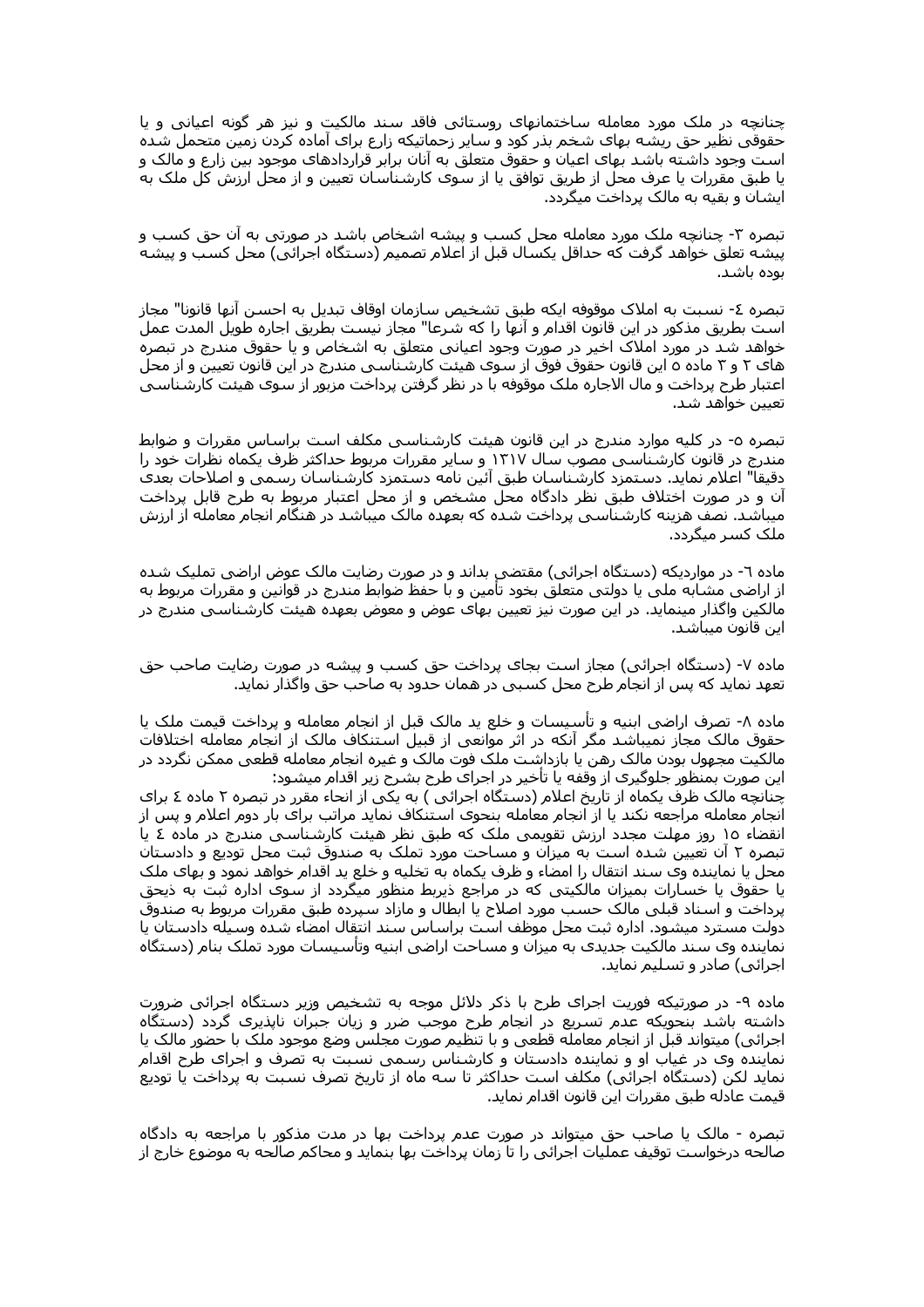چنانچه در ملک مورد معامله ساختمانهای روستائی فاقد سند مالکیت و نیز هر گونه اعیانی و یا حقوقی نظیر حق ریشه بهای شخم بذر کود و سایر زحماتیکه زارع برای آماده کردن زمین متحمل شده است وجود داشته باشد بهای اعیان و حقوق متعلق به آنان برابر قراردادهای موجود بین زارع و مالک و یا طبق مقررات یا عرف محل از طریق توافق یا از سوی کارشناسان تعیین و از محل ارزش کل ملک به ایشان و بقیه به مالک پرداخت میگردد.

تبصره ۳- چنانچه ملک مورد معامله محل کسب و پیشه اشخاص باشد در صورتی به آن حق کسب و پیشه تعلق خواهد گرفت که حداقل یکسال قبل از اعلام تصمیم (دستگاه اجرائی) محل کسب و پیشه بوده باشد.

تبصره ٤- نسبت به املاک موقوفه ایکه طبق تشخیص سازمان اوقاف تبدیل به احسن آنها قانونا" مجاز است بطریق مذکور در این قانون اقدام و آنها را که شرعا" مجاز نیست بطریق اجاره طویل المدت عمل خواهد شد در مورد املاک اخیر در صورت وجود اعیانی متعلق به اشخاص و یا حقوق مندرج در تبصره های ۲ و ۳ ماده ٥ این قانون حقوق فوق از سوی هیئت کارشناسی مندرج در این قانون تعیین و از محل اعتبار طرح پرداخت و مال الاجاره ملک موقوفه با در نظر گرفتن پرداخت مزبور از سوی هیئت کارشناسی تعیین خواهد شد.

تبصره ٥- در کلیه موارد مندرج در این قانون هیئت کارشناسی مکلف است براساس مقررات و ضوابط مندرج در قانون کارشناسی مصوب سال ۱۳۱۷ و سایر مقررات مربوط حداکثر ظرف یکماه نظرات خود را دقیقا" اعلام نماید. دستمزد کارشناسان طبق آئین نامه دستمزد کارشناسان رسمی و اصلاحات بعدی آن و در صورت اختلاف طبق نظر دادگاه محل مشخص و از محل اعتبار مربوط به طرح قابل پرداخت میباشد. نصف هزینه کارشناسی پرداخت شده که بعهده مالک میباشد در هنگام انجام معامله از ارزش ملک کسر میگردد.

ماده ٦- در مواردیکه (دستگاه اجرائی) مقتضی بداند و در صورت رضایت مالک عوض اراضی تملیک شده از اراضی مشابه ملی یا دولتی متعلق بخود تأمین و با حفظ ضوابط مندرج در قوانین و مقررات مربوط به مالکین واگذار مینماید. در این صورت نیز تعیین بهای عوض و معوض بعهده هیئت کارشناسی مندرج در این قانون میباشد.

ماده ۷- (دستگاه اجرائی) مجاز است بجای پرداخت حق کسب و پیشه در صورت رضایت صاحب حق تعهد نماید که پس از انجام طرح محل کسبی در همان حدود به صاحب حق واگذار نماید.

ماده ۸- تصرف اراضی ابنیه و تأسیسات و خلع ید مالک قبل از انجام معامله و پرداخت قیمت ملک یا حقوق مالک مجاز نمیباشد مگر آنکه در اثر موانعی از قبیل استنکاف مالک از انجام معامله اختلافات مالکیت مجهول بودن مالک رهن یا بازداشت ملک فوت مالک و غیره انجام معامله قطعی ممکن نگردد در این صورت بمنظور جلوگیری از وقفه یا تأخیر در اجرای طرح بشرح زیر اقدام میشود:
چنانچه مالک ظرف یکماه از تاریخ اعلام (دستگاه اجرائی ) به یکی از انحاء مقرر در تبصره ۲ ماده ٤ برای انجام معامله مراجعه نکند یا از انجام معامله بنحوی استنکاف نماید مراتب برای بار دوم اعلام و پس از انقضاء ۱٥ روز مهلت مجدد ارزش تقویمی ملک که طبق نظر هیئت کارشناسی مندرج در ماده ٤ یا تبصره ۲ آن تعیین شده است به میزان و مساحت مورد تملک به صندوق ثبت محل تودیع و دادستان محل یا نماینده وی سند انتقال را امضاء و ظرف یکماه به تخلیه و خلع ید اقدام خواهد نمود و بهای ملک یا حقوق یا خسارات بمیزان مالکیتی که در مراجع ذیربط منظور میگردد از سوی اداره ثبت به ذیحق پرداخت و اسناد قبلی مالک حسب مورد اصلاح یا ابطال و مازاد سپرده طبق مقررات مربوط به صندوق دولت مسترد میشود. اداره ثبت محل موظف است براساس سند انتقال امضاء شده وسیله دادستان یا نماینده وی سند مالکیت جدیدی به میزان و مساحت اراضی ابنیه وتأسیسات مورد تملک بنام (دستگاه اجرائی) صادر و تسلیم نماید.

ماده ۹- در صورتیکه فوریت اجرای طرح با ذکر دلائل موجه به تشخیص وزیر دستگاه اجرائی ضرورت داشته باشد بنحویکه عدم تسریع در انجام طرح موجب ضرر و زیان جبران ناپذیری گردد (دستگاه اجرائی) میتواند قبل از انجام معامله قطعی و با تنظیم صورت مجلس وضع موجود ملک با حضور مالک یا نماینده وی در غیاب او و نماینده دادستان و کارشناس رسمی نسبت به تصرف و اجرای طرح اقدام نماید لکن (دستگاه اجرائی) مکلف است حداکثر تا سه ماه از تاریخ تصرف نسبت به پرداخت یا تودیع قیمت عادله طبق مقررات این قانون اقدام نماید.

تبصره - مالک یا صاحب حق میتواند در صورت عدم پرداخت بها در مدت مذکور با مراجعه به دادگاه صالحه درخواست توقیف عملیات اجرائی را تا زمان پرداخت بها بنماید و محاکم صالحه به موضوع خارج از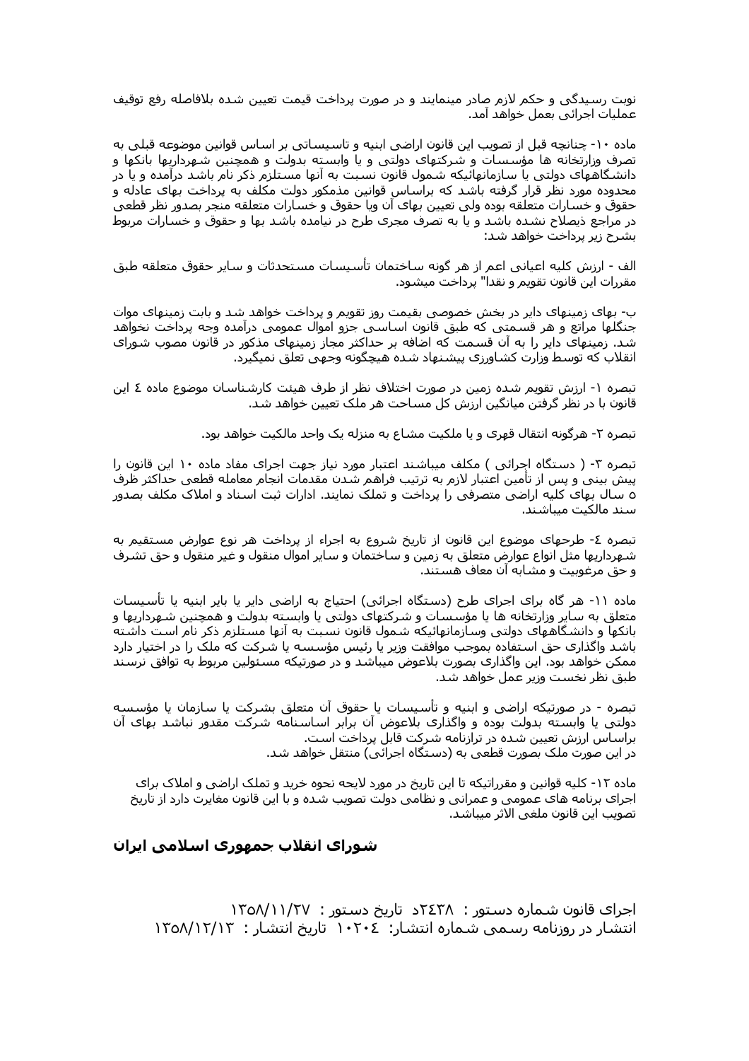نوبت رسیدگی و حکم لازم صادر مینمایند و در صورت پرداخت قیمت تعیین شده بلافاصله رفع توقیف عملیات اجرائی بعمل خواهد آمد.

ماده ۱۰- چنانچه قبل از تصویب این قانون اراضی ابنیه و تاسیساتی بر اساس قوانین موضوعه قبلی به تصرف وزارتخانه ها مؤسسات و شرکتهای دولتی و یا وابسته بدولت و همچنین شهرداریها بانکها و دانشگاههای دولتی یا سازمانهائیکه شمول قانون نسبت به آنها مستلزم ذکر نام باشد درآمده و یا در محدوده مورد نظر قرار گرفته باشد که براساس قوانین مذکور دولت مکلف به پرداخت بهای عادله و حقوق و خسارات متعلقه بوده ولی تعیین بهای آن ویا حقوق و خسارات متعلقه منجر بصدور نظر قطعی در مراجع ذیصلاح نشده باشد و یا به تصرف مجری طرح در نیامده باشد بها و حقوق و خسارات مربوط بشرح زیر پرداخت خواهد شد:

الف - ارزش کلیه اعیانی اعم از هر گونه ساختمان تأسیسات مستحدثات و سایر حقوق متعلقه طبق مقررات این قانون تقویم و نقدا" پرداخت میشود.

ب- بهای زمینهای دایر در بخش خصوصی بقیمت روز تقویم و پرداخت خواهد شد و بابت زمینهای موات جنگلها مراتع و هر قسمتی که طبق قانون اساسی جزو اموال عمومی درآمده وجه پرداخت نخواهد شد. زمینهای دایر را به آن قسمت که اضافه بر حداکثر مجاز زمینهای مذکور در قانون مصوب شورای انقلاب که توسط وزارت کشاورزی پیشنهاد شده هیچگونه وجهی تعلق نمیگیرد.

تبصره ۱- ارزش تقویم شده زمین در صورت اختلاف نظر از طرف هیئت کارشناسان موضوع ماده ٤ این قانون با در نظر گرفتن میانگین ارزش کل مساحت هر ملک تعیین خواهد شد.

تبصره ۲- هرگونه انتقال قهری و یا ملکیت مشاع به منزله یک واحد مالکیت خواهد بود.

تبصره ۳- ( دستگاه اجرائی ) مکلف میباشند اعتبار مورد نیاز جهت اجرای مفاد ماده ۱۰ این قانون را پیش بینی و پس از تأمین اعتبار لازم به ترتیب فراهم شدن مقدمات انجام معامله قطعی حداکثر ظرف ۵ سال بهای کلیه اراضی متصرفی را پرداخت و تملک نمایند. ادارات ثبت اسناد و املاک مکلف بصدور سند مالکیت میباشند.

تبصره ٤- طرحهای موضوع این قانون از تاریخ شروع به اجراء از پرداخت هر نوع عوارض مستقیم به شهرداریها مثل انواع عوارض متعلق به زمین و ساختمان و سایر اموال منقول و غیر منقول و حق تشرف و حق مرغوبیت و مشابه آن معاف هستند.

ماده ۱۱- هر گاه برای اجرای طرح (دستگاه اجرائی) احتیاج به اراضی دایر یا بایر ابنیه یا تأسیسات متعلق به سایر وزارتخانه ها یا مؤسسات و شرکتهای دولتی یا وابسته بدولت و همچنین شهرداریها و بانکها و دانشگاههای دولتی وسازمانهائیکه شمول قانون نسبت به آنها مستلزم ذکر نام است داشته باشد واگذاری حق استفاده بموجب موافقت وزیر یا رئیس مؤسسه یا شرکت که ملک را در اختیار دارد ممکن خواهد بود. این واگذاری بصورت بلاعوض میباشد و در صورتیکه مسئولین مربوط به توافق نرسند طبق نظر نخست وزیر عمل خواهد شد.

تبصره - در صورتیکه اراضی و ابنیه و تأسیسات یا حقوق آن متعلق بشرکت یا سازمان یا مؤسسه دولتی یا وابسته بدولت بوده و واگذاری بلاعوض آن برابر اساسنامه شرکت مقدور نباشد بهای آن براساس ارزش تعیین شده در ترازنامه شرکت قابل پرداخت است.
در این صورت ملک بصورت قطعی به (دستگاه اجرائی) منتقل خواهد شد.

ماده ۱۲- کلیه قوانین و مقرراتیکه تا این تاریخ در مورد لایحه نحوه خرید و تملک اراضی و املاک برای اجرای برنامه های عمومی و عمرانی و نظامی دولت تصویب شده و با این قانون مغایرت دارد از تاریخ تصویب این قانون ملغی الاثر میباشد.

**شورای انقلاب جمهوری اسلامی ایران**

اجرای قانون شماره دستور : ٢٤٣٨د تاریخ دستور : ۱۳۵۸/۱۱/۲۷
انتشار در روزنامه رسمی شماره انتشار: ۱۰۲۰٤ تاریخ انتشار : ۱۳۵۸/۱۲/۱۳